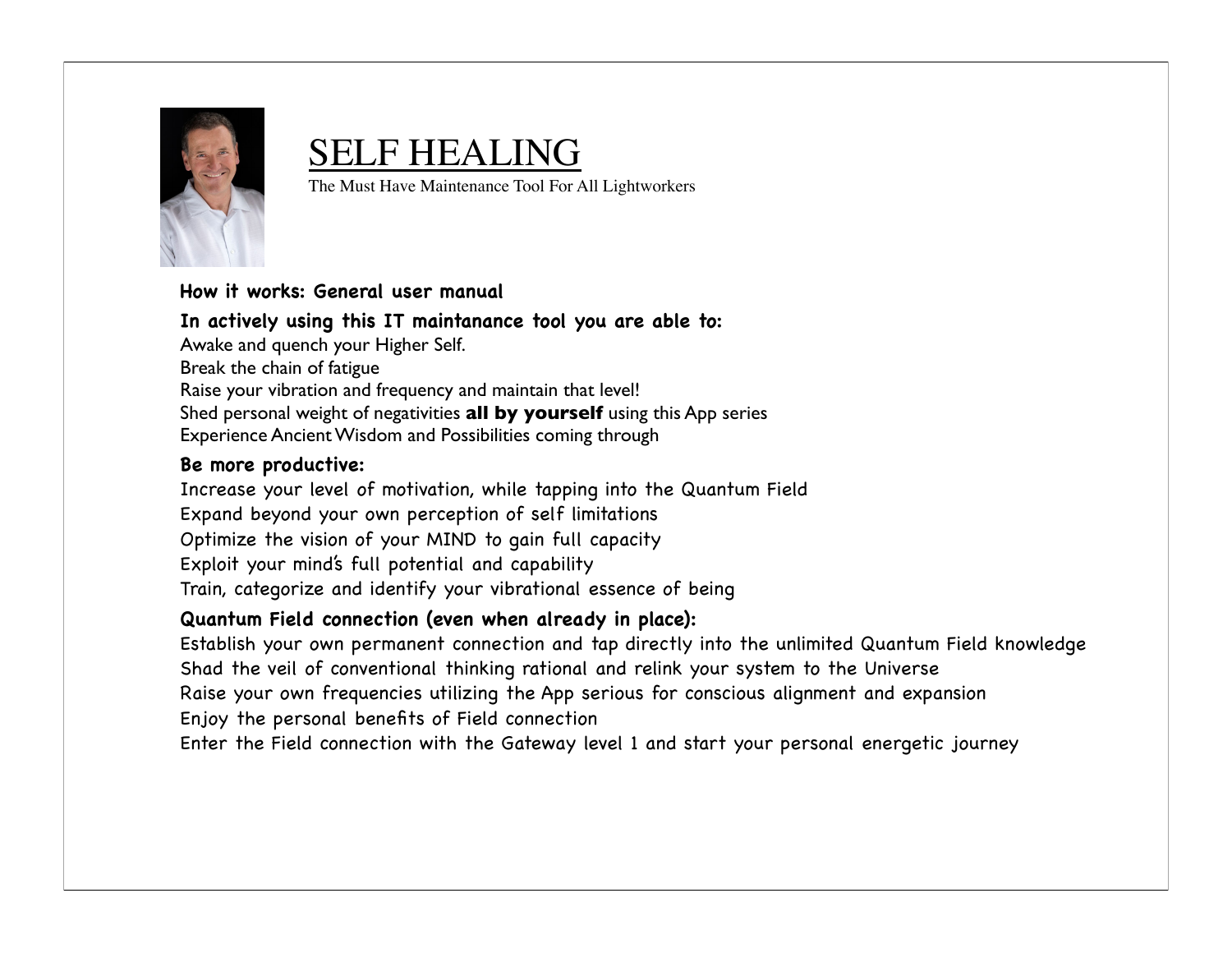# SELF HEALING

The Must Have Maintenance Tool For All Lightworkers

**How it works: General user manual**

**In actively using this IT maintanance tool you are able to:**

Awake and quench your Higher Self.
Break the chain of fatigue
Raise your vibration and frequency and maintain that level!
Shed personal weight of negativities **all by yourself** using this App series
Experience Ancient Wisdom and Possibilities coming through

**Be more productive:**

Increase your level of motivation, while tapping into the Quantum Field
Expand beyond your own perception of self limitations
Optimize the vision of your MIND to gain full capacity
Exploit your mind's full potential and capability
Train, categorize and identify your vibrational essence of being

**Quantum Field connection (even when already in place):**

Establish your own permanent connection and tap directly into the unlimited Quantum Field knowledge
Shad the veil of conventional thinking rational and relink your system to the Universe
Raise your own frequencies utilizing the App serious for conscious alignment and expansion
Enjoy the personal benefits of Field connection
Enter the Field connection with the Gateway level 1 and start your personal energetic journey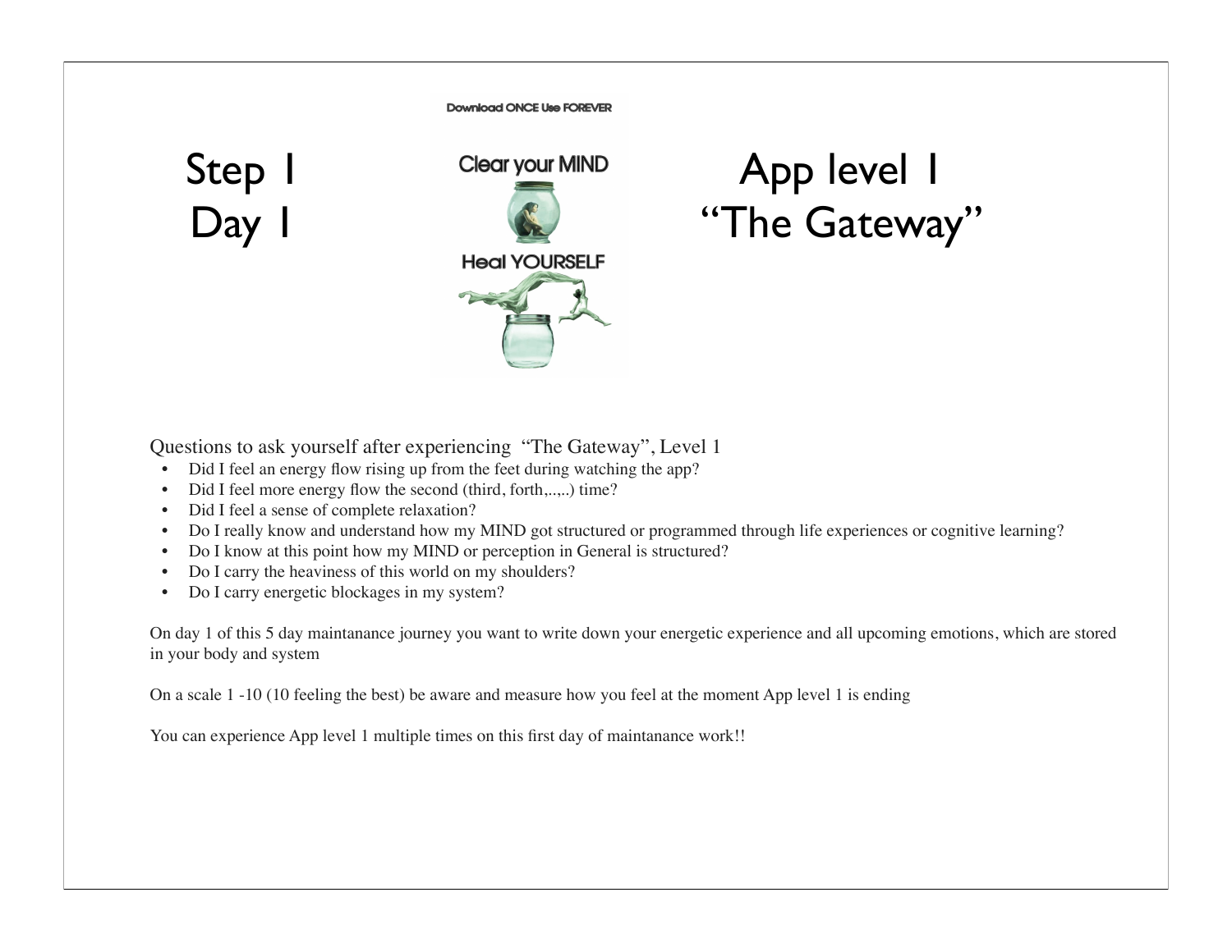# Step 1
# Day 1

Download ONCE Use FOREVER

Clear your MIND

Heal YOURSELF

# App level 1
# "The Gateway"

Questions to ask yourself after experiencing "The Gateway", Level 1

- Did I feel an energy flow rising up from the feet during watching the app?
- Did I feel more energy flow the second (third, forth,..,..) time?
- Did I feel a sense of complete relaxation?
- Do I really know and understand how my MIND got structured or programmed through life experiences or cognitive learning?
- Do I know at this point how my MIND or perception in General is structured?
- Do I carry the heaviness of this world on my shoulders?
- Do I carry energetic blockages in my system?

On day 1 of this 5 day maintanance journey you want to write down your energetic experience and all upcoming emotions, which are stored in your body and system

On a scale 1 -10 (10 feeling the best) be aware and measure how you feel at the moment App level 1 is ending

You can experience App level 1 multiple times on this first day of maintanance work!!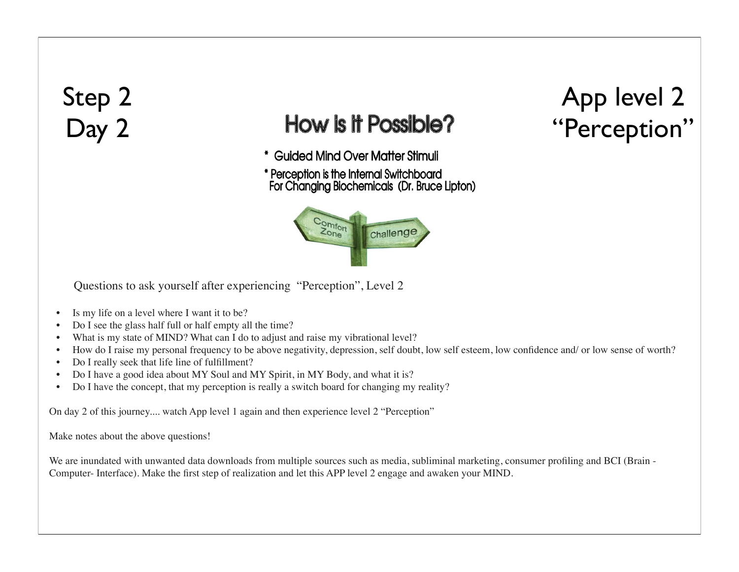Step 2
Day 2

# How is it Possible?

App level 2
"Perception"

* Guided Mind Over Matter Stimuli
* Perception is the Internal Switchboard For Changing Biochemicals (Dr. Bruce Lipton)

Questions to ask yourself after experiencing "Perception", Level 2

- Is my life on a level where I want it to be?
- Do I see the glass half full or half empty all the time?
- What is my state of MIND? What can I do to adjust and raise my vibrational level?
- How do I raise my personal frequency to be above negativity, depression, self doubt, low self esteem, low confidence and/ or low sense of worth?
- Do I really seek that life line of fulfillment?
- Do I have a good idea about MY Soul and MY Spirit, in MY Body, and what it is?
- Do I have the concept, that my perception is really a switch board for changing my reality?

On day 2 of this journey.... watch App level 1 again and then experience level 2 "Perception"

Make notes about the above questions!

We are inundated with unwanted data downloads from multiple sources such as media, subliminal marketing, consumer profiling and BCI (Brain - Computer- Interface). Make the first step of realization and let this APP level 2 engage and awaken your MIND.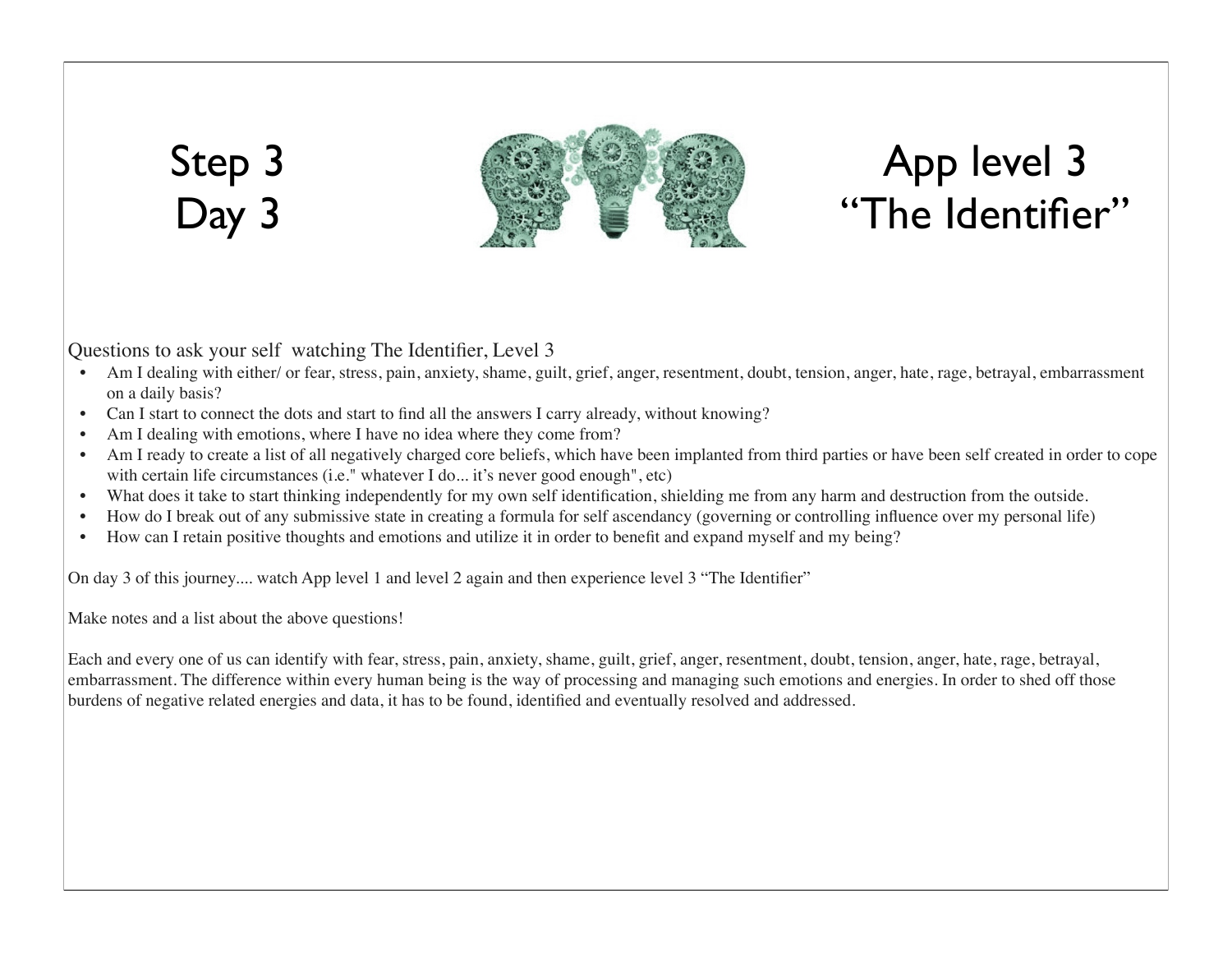# Step 3
# Day 3

# App level 3
# "The Identifier"

Questions to ask your self watching The Identifier, Level 3

- Am I dealing with either/ or fear, stress, pain, anxiety, shame, guilt, grief, anger, resentment, doubt, tension, anger, hate, rage, betrayal, embarrassment on a daily basis?
- Can I start to connect the dots and start to find all the answers I carry already, without knowing?
- Am I dealing with emotions, where I have no idea where they come from?
- Am I ready to create a list of all negatively charged core beliefs, which have been implanted from third parties or have been self created in order to cope with certain life circumstances (i.e." whatever I do... it's never good enough", etc)
- What does it take to start thinking independently for my own self identification, shielding me from any harm and destruction from the outside.
- How do I break out of any submissive state in creating a formula for self ascendancy (governing or controlling influence over my personal life)
- How can I retain positive thoughts and emotions and utilize it in order to benefit and expand myself and my being?

On day 3 of this journey.... watch App level 1 and level 2 again and then experience level 3 "The Identifier"

Make notes and a list about the above questions!

Each and every one of us can identify with fear, stress, pain, anxiety, shame, guilt, grief, anger, resentment, doubt, tension, anger, hate, rage, betrayal, embarrassment. The difference within every human being is the way of processing and managing such emotions and energies. In order to shed off those burdens of negative related energies and data, it has to be found, identified and eventually resolved and addressed.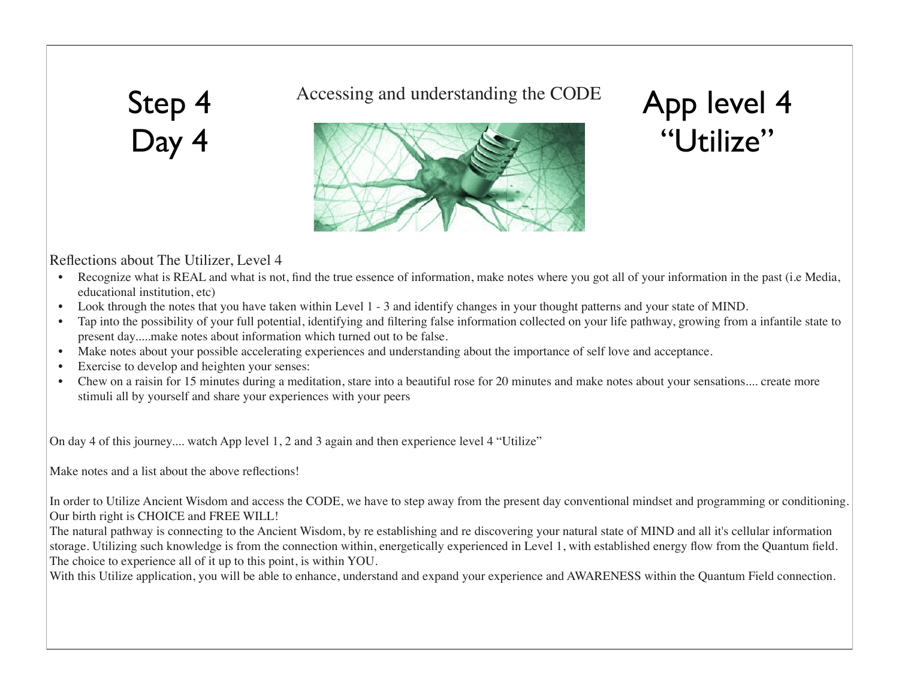# Step 4
# Day 4

Accessing and understanding the CODE

# App level 4
# “Utilize”

Reflections about The Utilizer, Level 4

- Recognize what is REAL and what is not, find the true essence of information, make notes where you got all of your information in the past (i.e Media, educational institution, etc)
- Look through the notes that you have taken within Level 1 - 3 and identify changes in your thought patterns and your state of MIND.
- Tap into the possibility of your full potential, identifying and filtering false information collected on your life pathway, growing from a infantile state to present day.....make notes about information which turned out to be false.
- Make notes about your possible accelerating experiences and understanding about the importance of self love and acceptance.
- Exercise to develop and heighten your senses:
- Chew on a raisin for 15 minutes during a meditation, stare into a beautiful rose for 20 minutes and make notes about your sensations.... create more stimuli all by yourself and share your experiences with your peers

On day 4 of this journey.... watch App level 1, 2 and 3 again and then experience level 4 “Utilize”

Make notes and a list about the above reflections!

In order to Utilize Ancient Wisdom and access the CODE, we have to step away from the present day conventional mindset and programming or conditioning. Our birth right is CHOICE and FREE WILL!
The natural pathway is connecting to the Ancient Wisdom, by re establishing and re discovering your natural state of MIND and all it's cellular information storage. Utilizing such knowledge is from the connection within, energetically experienced in Level 1, with established energy flow from the Quantum field. The choice to experience all of it up to this point, is within YOU.
With this Utilize application, you will be able to enhance, understand and expand your experience and AWARENESS within the Quantum Field connection.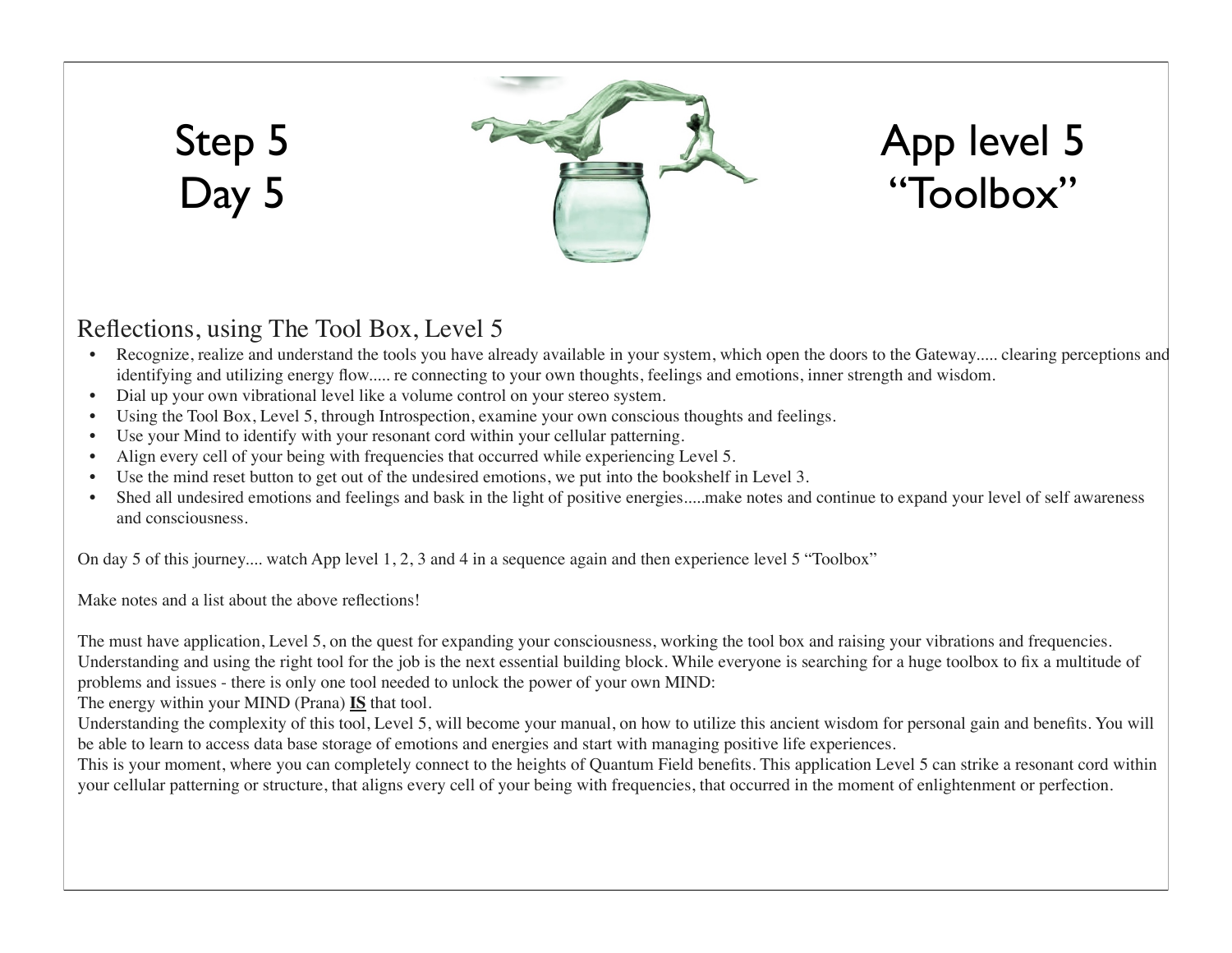# Step 5
# Day 5

# App level 5
# "Toolbox"

## Reflections, using The Tool Box, Level 5

- Recognize, realize and understand the tools you have already available in your system, which open the doors to the Gateway..... clearing perceptions and identifying and utilizing energy flow..... re connecting to your own thoughts, feelings and emotions, inner strength and wisdom.
- Dial up your own vibrational level like a volume control on your stereo system.
- Using the Tool Box, Level 5, through Introspection, examine your own conscious thoughts and feelings.
- Use your Mind to identify with your resonant cord within your cellular patterning.
- Align every cell of your being with frequencies that occurred while experiencing Level 5.
- Use the mind reset button to get out of the undesired emotions, we put into the bookshelf in Level 3.
- Shed all undesired emotions and feelings and bask in the light of positive energies.....make notes and continue to expand your level of self awareness and consciousness.

On day 5 of this journey.... watch App level 1, 2, 3 and 4 in a sequence again and then experience level 5 "Toolbox"

Make notes and a list about the above reflections!

The must have application, Level 5, on the quest for expanding your consciousness, working the tool box and raising your vibrations and frequencies. Understanding and using the right tool for the job is the next essential building block. While everyone is searching for a huge toolbox to fix a multitude of problems and issues - there is only one tool needed to unlock the power of your own MIND:
The energy within your MIND (Prana) **IS** that tool.
Understanding the complexity of this tool, Level 5, will become your manual, on how to utilize this ancient wisdom for personal gain and benefits. You will be able to learn to access data base storage of emotions and energies and start with managing positive life experiences.
This is your moment, where you can completely connect to the heights of Quantum Field benefits. This application Level 5 can strike a resonant cord within your cellular patterning or structure, that aligns every cell of your being with frequencies, that occurred in the moment of enlightenment or perfection.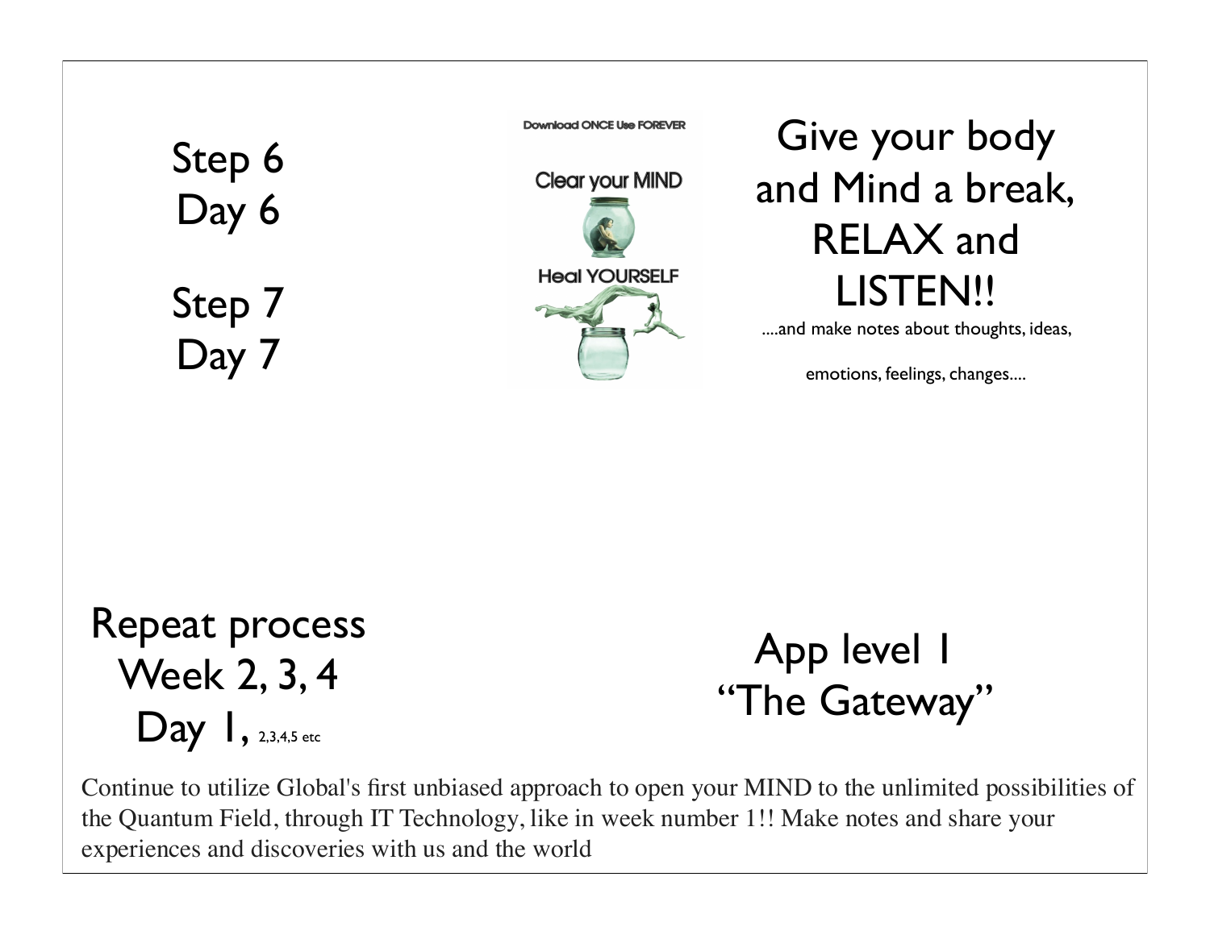Step 6
Day 6

Step 7
Day 7

Download ONCE Use FOREVER

Clear your MIND

Heal YOURSELF

Give your body and Mind a break, RELAX and LISTEN!!

....and make notes about thoughts, ideas, emotions, feelings, changes....

Repeat process
Week 2, 3, 4
Day 1, 2,3,4,5 etc

App level 1
"The Gateway"

Continue to utilize Global's first unbiased approach to open your MIND to the unlimited possibilities of the Quantum Field, through IT Technology, like in week number 1!! Make notes and share your experiences and discoveries with us and the world